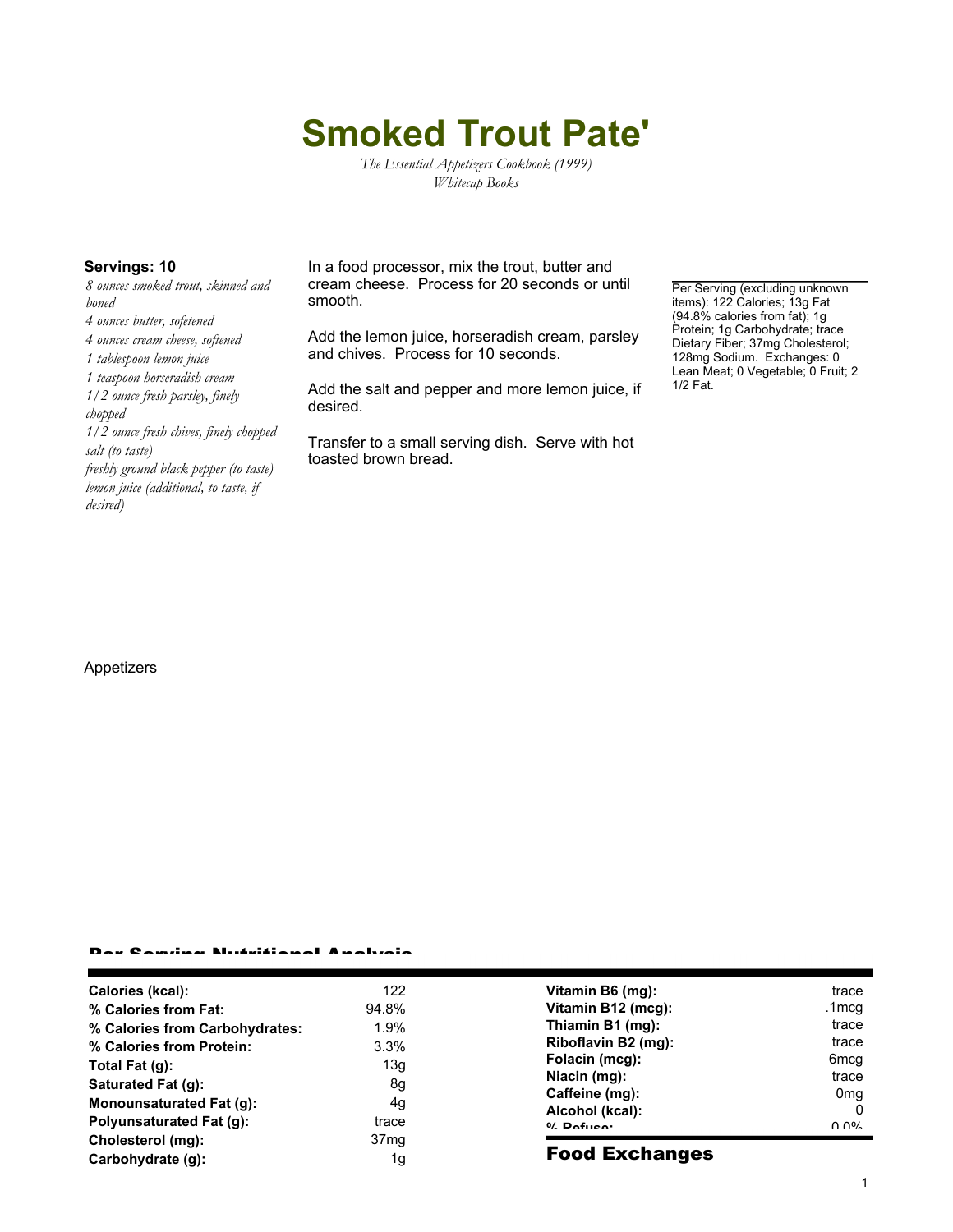# Smoked Trout Pate'

*The Essential Appetizers Cookbook (1999)*
*Whitecap Books*

**Servings: 10**

*8 ounces smoked trout, skinned and boned*
*4 ounces butter, sofetened*
*4 ounces cream cheese, softened*
*1 tablespoon lemon juice*
*1 teaspoon horseradish cream*
*1/2 ounce fresh parsley, finely chopped*
*1/2 ounce fresh chives, finely chopped*
*salt (to taste)*
*freshly ground black pepper (to taste)*
*lemon juice (additional, to taste, if desired)*

In a food processor, mix the trout, butter and cream cheese. Process for 20 seconds or until smooth.

Add the lemon juice, horseradish cream, parsley and chives. Process for 10 seconds.

Add the salt and pepper and more lemon juice, if desired.

Transfer to a small serving dish. Serve with hot toasted brown bread.

Per Serving (excluding unknown items): 122 Calories; 13g Fat (94.8% calories from fat); 1g Protein; 1g Carbohydrate; trace Dietary Fiber; 37mg Cholesterol; 128mg Sodium. Exchanges: 0 Lean Meat; 0 Vegetable; 0 Fruit; 2 1/2 Fat.

Appetizers

## Per Serving Nutritional Analysis

| | |
|---|---|
| **Calories (kcal):** | 122 |
| **% Calories from Fat:** | 94.8% |
| **% Calories from Carbohydrates:** | 1.9% |
| **% Calories from Protein:** | 3.3% |
| **Total Fat (g):** | 13g |
| **Saturated Fat (g):** | 8g |
| **Monounsaturated Fat (g):** | 4g |
| **Polyunsaturated Fat (g):** | trace |
| **Cholesterol (mg):** | 37mg |
| **Carbohydrate (g):** | 1g |

| | |
|---|---|
| **Vitamin B6 (mg):** | trace |
| **Vitamin B12 (mcg):** | .1mcg |
| **Thiamin B1 (mg):** | trace |
| **Riboflavin B2 (mg):** | trace |
| **Folacin (mcg):** | 6mcg |
| **Niacin (mg):** | trace |
| **Caffeine (mg):** | 0mg |
| **Alcohol (kcal):** | 0 |
| **% Refuse:** | 0.0% |

## Food Exchanges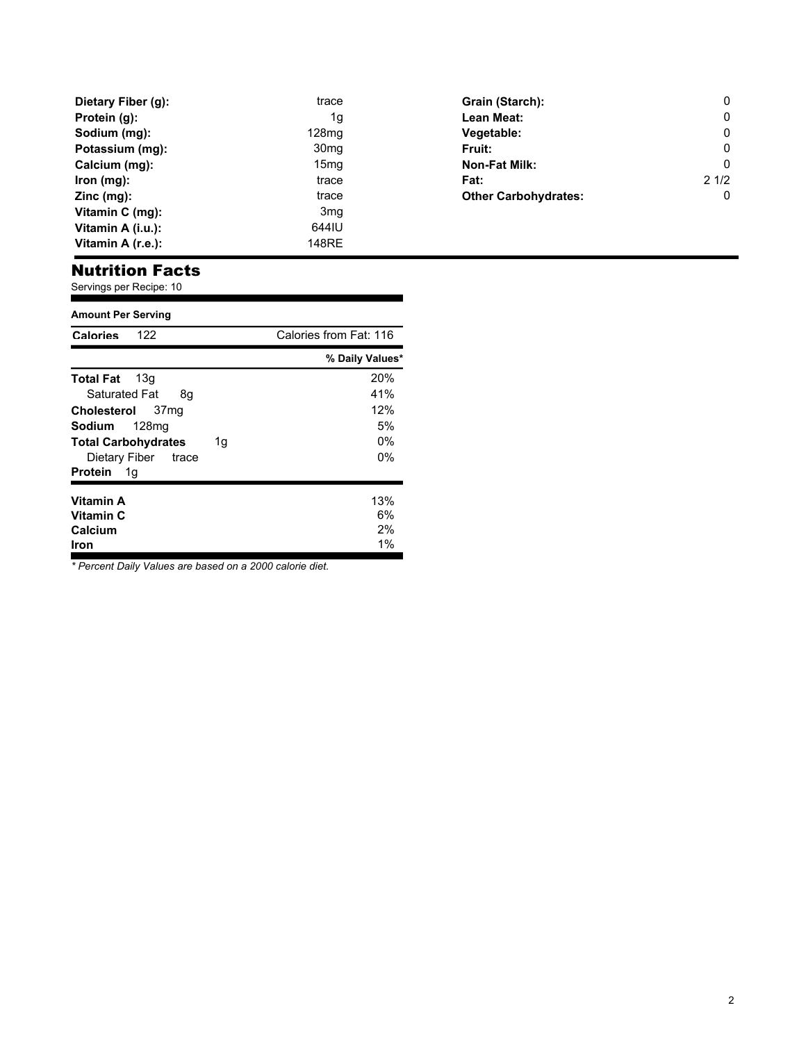| | |
|---|---|
| **Dietary Fiber (g):** | trace |
| **Protein (g):** | 1g |
| **Sodium (mg):** | 128mg |
| **Potassium (mg):** | 30mg |
| **Calcium (mg):** | 15mg |
| **Iron (mg):** | trace |
| **Zinc (mg):** | trace |
| **Vitamin C (mg):** | 3mg |
| **Vitamin A (i.u.):** | 644IU |
| **Vitamin A (r.e.):** | 148RE |

| | |
|---|---|
| **Grain (Starch):** | 0 |
| **Lean Meat:** | 0 |
| **Vegetable:** | 0 |
| **Fruit:** | 0 |
| **Non-Fat Milk:** | 0 |
| **Fat:** | 2 1/2 |
| **Other Carbohydrates:** | 0 |

## Nutrition Facts

Servings per Recipe: 10

**Amount Per Serving**

**Calories** 122 — Calories from Fat: 116

| | % Daily Values* |
|---|---|
| **Total Fat** 13g | 20% |
| Saturated Fat 8g | 41% |
| **Cholesterol** 37mg | 12% |
| **Sodium** 128mg | 5% |
| **Total Carbohydrates** 1g | 0% |
| Dietary Fiber trace | 0% |
| **Protein** 1g | |
| **Vitamin A** | 13% |
| **Vitamin C** | 6% |
| **Calcium** | 2% |
| **Iron** | 1% |

*\* Percent Daily Values are based on a 2000 calorie diet.*